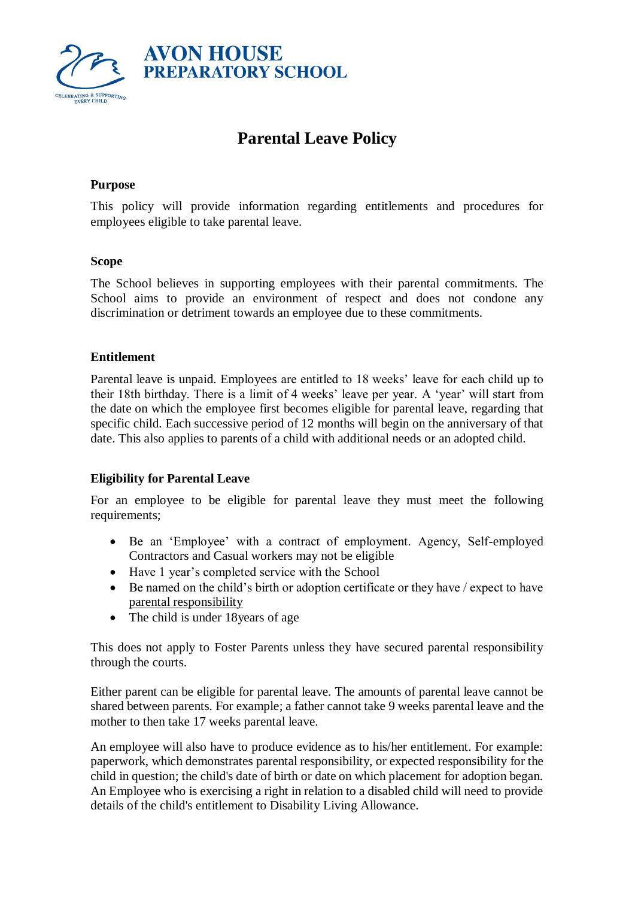AVON HOUSE
PREPARATORY SCHOOL

CELEBRATING & SUPPORTING EVERY CHILD

# Parental Leave Policy

## Purpose

This policy will provide information regarding entitlements and procedures for employees eligible to take parental leave.

## Scope

The School believes in supporting employees with their parental commitments. The School aims to provide an environment of respect and does not condone any discrimination or detriment towards an employee due to these commitments.

## Entitlement

Parental leave is unpaid. Employees are entitled to 18 weeks' leave for each child up to their 18th birthday. There is a limit of 4 weeks' leave per year. A 'year' will start from the date on which the employee first becomes eligible for parental leave, regarding that specific child. Each successive period of 12 months will begin on the anniversary of that date. This also applies to parents of a child with additional needs or an adopted child.

## Eligibility for Parental Leave

For an employee to be eligible for parental leave they must meet the following requirements;

- Be an 'Employee' with a contract of employment. Agency, Self-employed Contractors and Casual workers may not be eligible
- Have 1 year's completed service with the School
- Be named on the child's birth or adoption certificate or they have / expect to have parental responsibility
- The child is under 18years of age

This does not apply to Foster Parents unless they have secured parental responsibility through the courts.

Either parent can be eligible for parental leave. The amounts of parental leave cannot be shared between parents. For example; a father cannot take 9 weeks parental leave and the mother to then take 17 weeks parental leave.

An employee will also have to produce evidence as to his/her entitlement. For example: paperwork, which demonstrates parental responsibility, or expected responsibility for the child in question; the child's date of birth or date on which placement for adoption began. An Employee who is exercising a right in relation to a disabled child will need to provide details of the child's entitlement to Disability Living Allowance.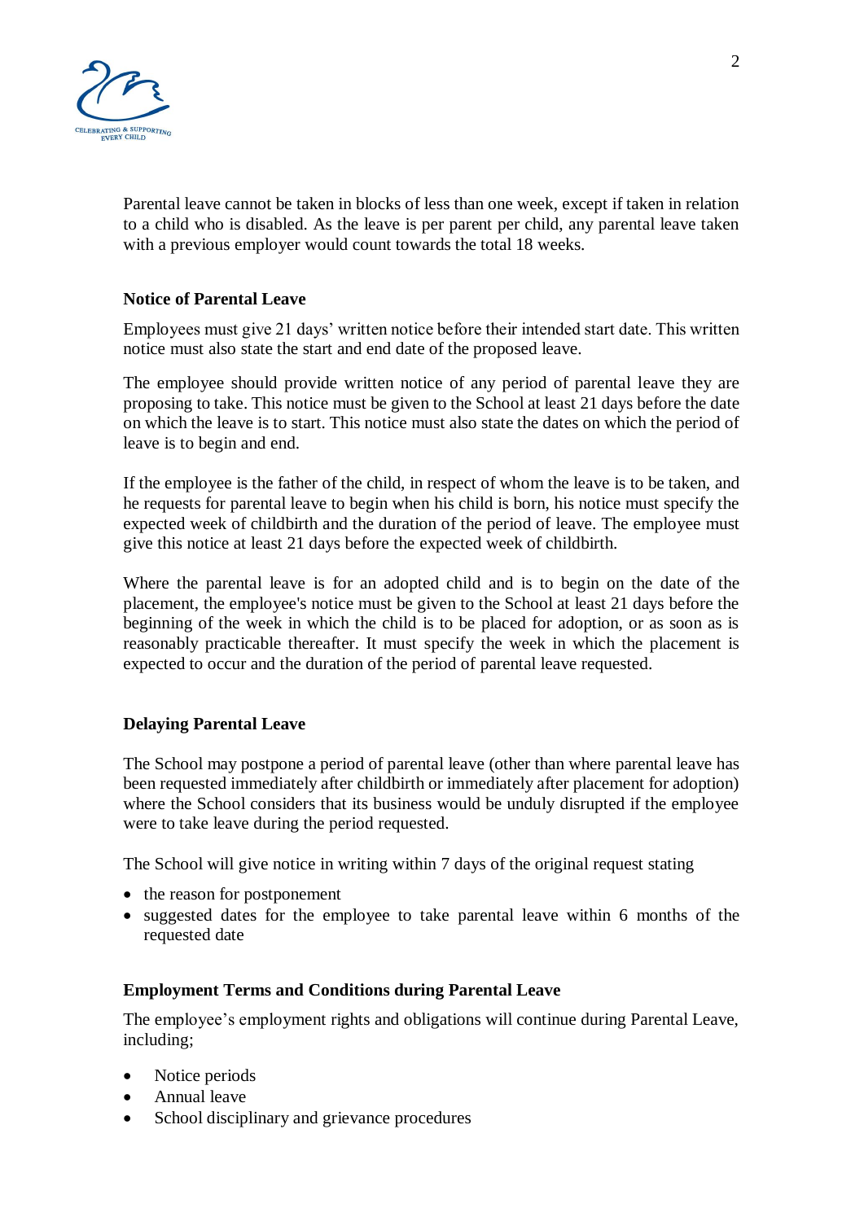Parental leave cannot be taken in blocks of less than one week, except if taken in relation to a child who is disabled. As the leave is per parent per child, any parental leave taken with a previous employer would count towards the total 18 weeks.

**Notice of Parental Leave**

Employees must give 21 days' written notice before their intended start date. This written notice must also state the start and end date of the proposed leave.

The employee should provide written notice of any period of parental leave they are proposing to take. This notice must be given to the School at least 21 days before the date on which the leave is to start. This notice must also state the dates on which the period of leave is to begin and end.

If the employee is the father of the child, in respect of whom the leave is to be taken, and he requests for parental leave to begin when his child is born, his notice must specify the expected week of childbirth and the duration of the period of leave. The employee must give this notice at least 21 days before the expected week of childbirth.

Where the parental leave is for an adopted child and is to begin on the date of the placement, the employee's notice must be given to the School at least 21 days before the beginning of the week in which the child is to be placed for adoption, or as soon as is reasonably practicable thereafter. It must specify the week in which the placement is expected to occur and the duration of the period of parental leave requested.

**Delaying Parental Leave**

The School may postpone a period of parental leave (other than where parental leave has been requested immediately after childbirth or immediately after placement for adoption) where the School considers that its business would be unduly disrupted if the employee were to take leave during the period requested.

The School will give notice in writing within 7 days of the original request stating

- the reason for postponement
- suggested dates for the employee to take parental leave within 6 months of the requested date

**Employment Terms and Conditions during Parental Leave**

The employee's employment rights and obligations will continue during Parental Leave, including;

- Notice periods
- Annual leave
- School disciplinary and grievance procedures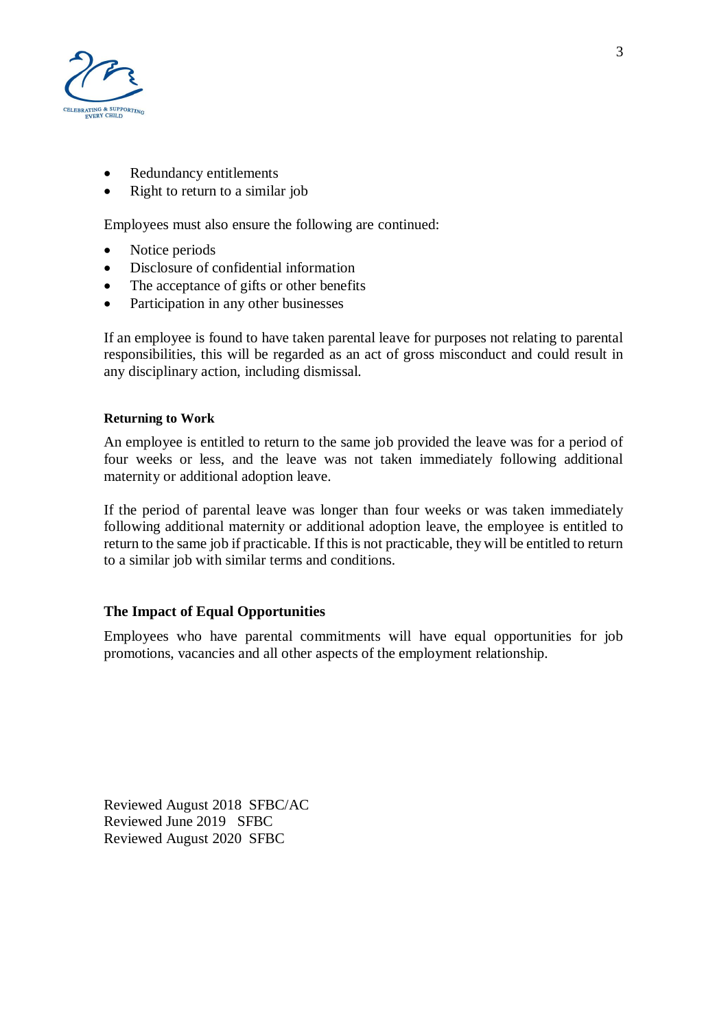- Redundancy entitlements
- Right to return to a similar job

Employees must also ensure the following are continued:

- Notice periods
- Disclosure of confidential information
- The acceptance of gifts or other benefits
- Participation in any other businesses

If an employee is found to have taken parental leave for purposes not relating to parental responsibilities, this will be regarded as an act of gross misconduct and could result in any disciplinary action, including dismissal.

**Returning to Work**

An employee is entitled to return to the same job provided the leave was for a period of four weeks or less, and the leave was not taken immediately following additional maternity or additional adoption leave.

If the period of parental leave was longer than four weeks or was taken immediately following additional maternity or additional adoption leave, the employee is entitled to return to the same job if practicable. If this is not practicable, they will be entitled to return to a similar job with similar terms and conditions.

## The Impact of Equal Opportunities

Employees who have parental commitments will have equal opportunities for job promotions, vacancies and all other aspects of the employment relationship.

Reviewed August 2018 SFBC/AC
Reviewed June 2019 SFBC
Reviewed August 2020 SFBC